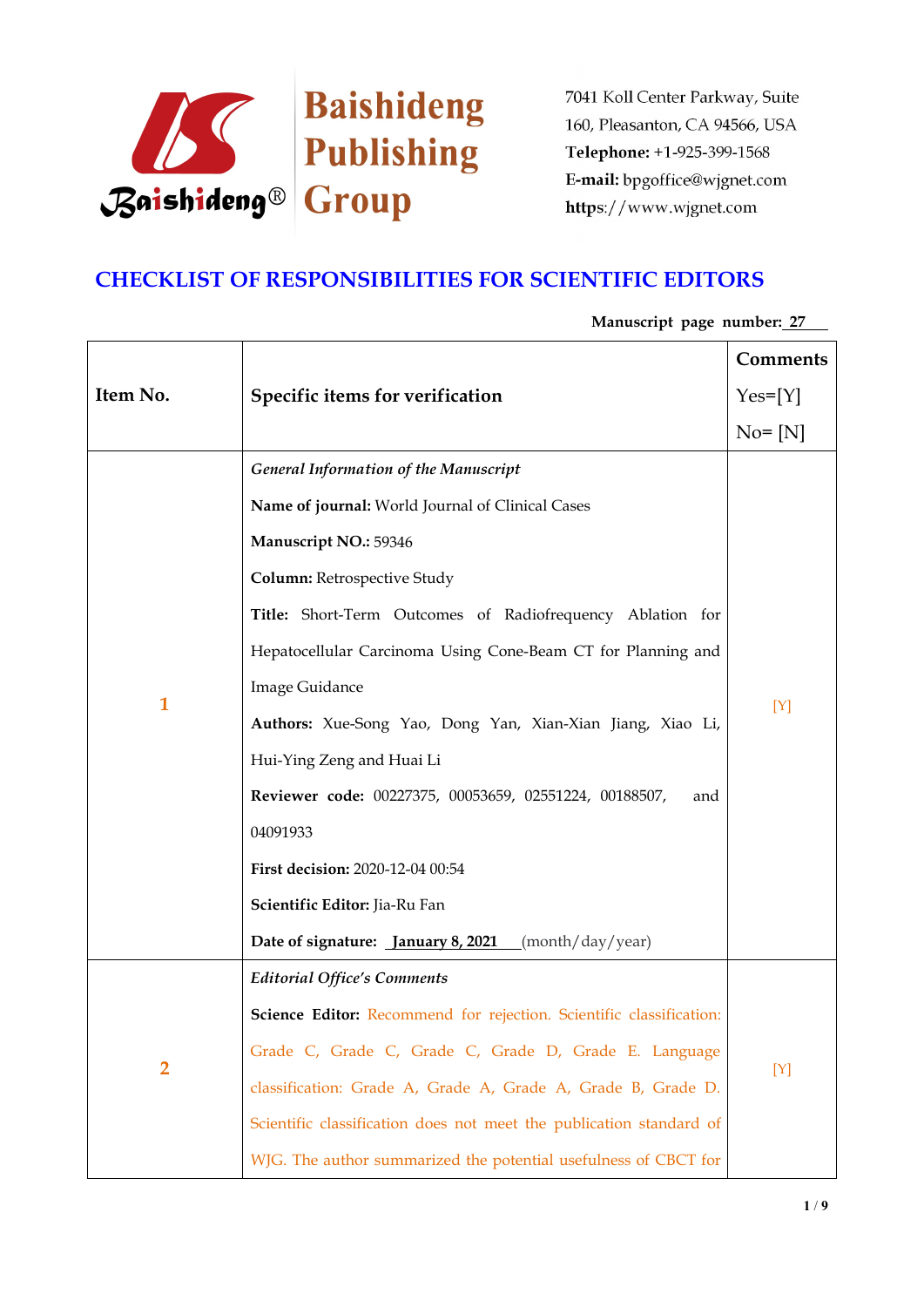Baishideng Publishing Group

7041 Koll Center Parkway, Suite 160, Pleasanton, CA 94566, USA
**Telephone:** +1-925-399-1568
**E-mail:** bpgoffice@wjgnet.com
**https**://www.wjgnet.com

# CHECKLIST OF RESPONSIBILITIES FOR SCIENTIFIC EDITORS

**Manuscript page number:** 27

| Item No. | Specific items for verification | Comments Yes=[Y] No= [N] |
|---|---|---|
| 1 | *General Information of the Manuscript*<br>**Name of journal:** World Journal of Clinical Cases<br>**Manuscript NO.:** 59346<br>**Column:** Retrospective Study<br>**Title:** Short-Term Outcomes of Radiofrequency Ablation for Hepatocellular Carcinoma Using Cone-Beam CT for Planning and Image Guidance<br>**Authors:** Xue-Song Yao, Dong Yan, Xian-Xian Jiang, Xiao Li, Hui-Ying Zeng and Huai Li<br>**Reviewer code:** 00227375, 00053659, 02551224, 00188507, and 04091933<br>**First decision:** 2020-12-04 00:54<br>**Scientific Editor:** Jia-Ru Fan<br>**Date of signature:** January 8, 2021 (month/day/year) | [Y] |
| 2 | *Editorial Office's Comments*<br>**Science Editor:** Recommend for rejection. Scientific classification: Grade C, Grade C, Grade C, Grade D, Grade E. Language classification: Grade A, Grade A, Grade A, Grade B, Grade D. Scientific classification does not meet the publication standard of WJG. The author summarized the potential usefulness of CBCT for | [Y] |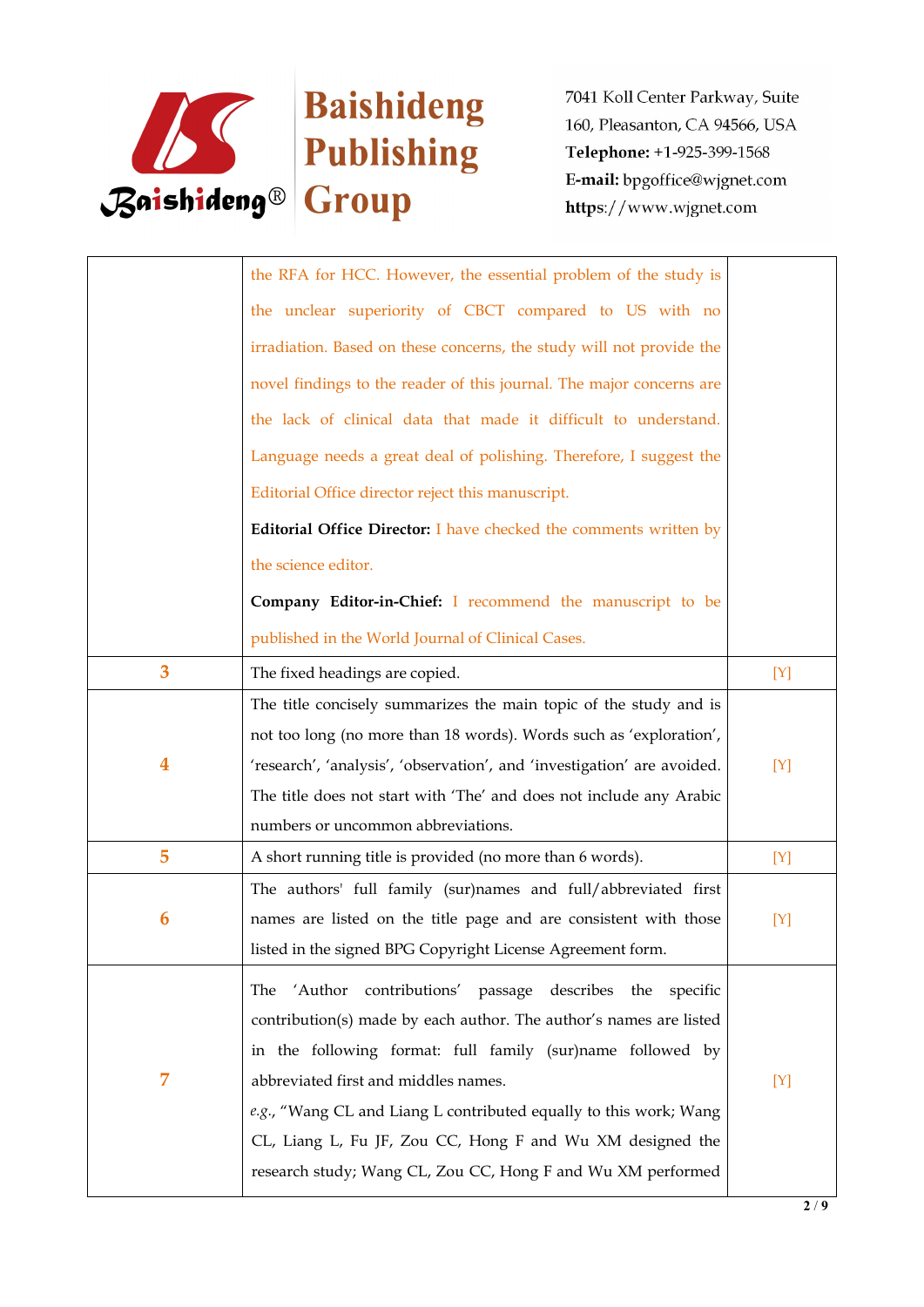| | | |
|---|---|---|
| | the RFA for HCC. However, the essential problem of the study is the unclear superiority of CBCT compared to US with no irradiation. Based on these concerns, the study will not provide the novel findings to the reader of this journal. The major concerns are the lack of clinical data that made it difficult to understand. Language needs a great deal of polishing. Therefore, I suggest the Editorial Office director reject this manuscript.<br>**Editorial Office Director:** I have checked the comments written by the science editor.<br>**Company Editor-in-Chief:** I recommend the manuscript to be published in the World Journal of Clinical Cases. | |
| 3 | The fixed headings are copied. | [Y] |
| 4 | The title concisely summarizes the main topic of the study and is not too long (no more than 18 words). Words such as 'exploration', 'research', 'analysis', 'observation', and 'investigation' are avoided. The title does not start with 'The' and does not include any Arabic numbers or uncommon abbreviations. | [Y] |
| 5 | A short running title is provided (no more than 6 words). | [Y] |
| 6 | The authors' full family (sur)names and full/abbreviated first names are listed on the title page and are consistent with those listed in the signed BPG Copyright License Agreement form. | [Y] |
| 7 | The 'Author contributions' passage describes the specific contribution(s) made by each author. The author's names are listed in the following format: full family (sur)name followed by abbreviated first and middles names.<br>*e.g.*, "Wang CL and Liang L contributed equally to this work; Wang CL, Liang L, Fu JF, Zou CC, Hong F and Wu XM designed the research study; Wang CL, Zou CC, Hong F and Wu XM performed | [Y] |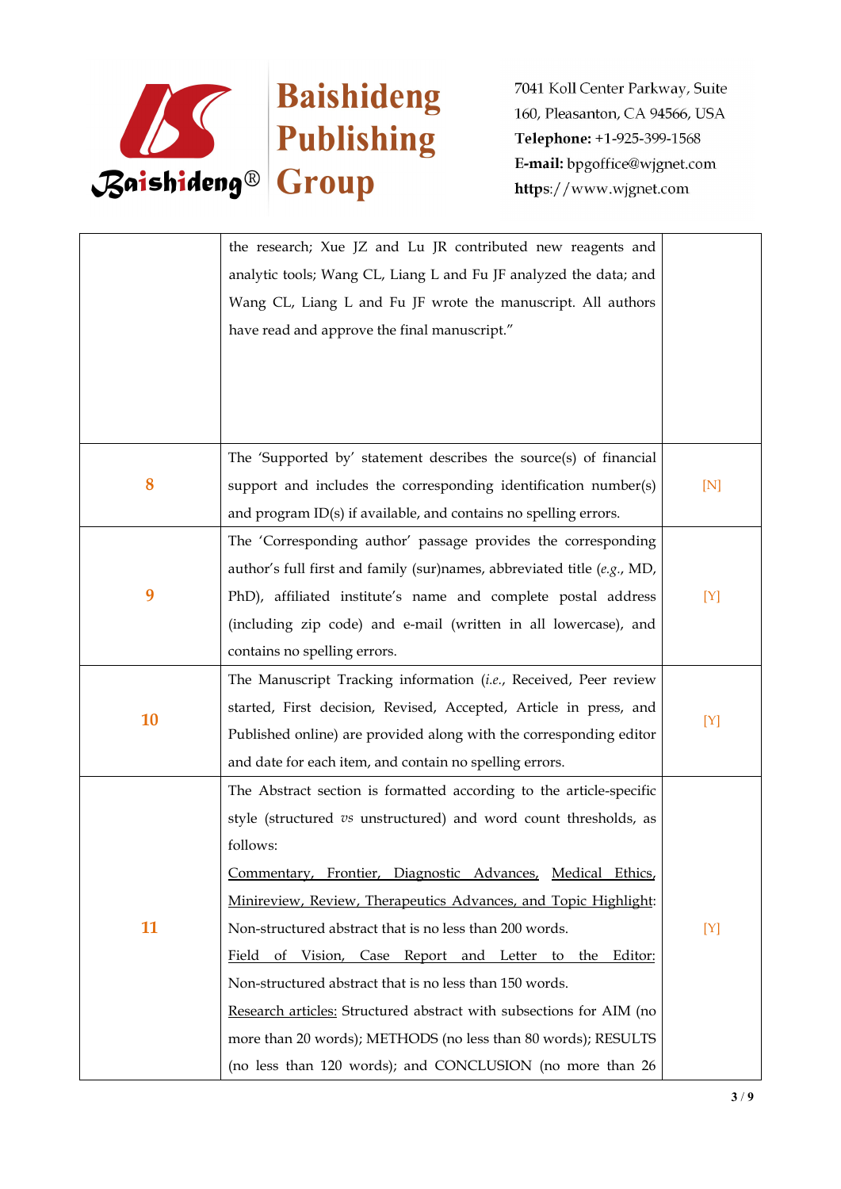| | | |
|---|---|---|
| | the research; Xue JZ and Lu JR contributed new reagents and analytic tools; Wang CL, Liang L and Fu JF analyzed the data; and Wang CL, Liang L and Fu JF wrote the manuscript. All authors have read and approve the final manuscript.” | |
| 8 | The ‘Supported by’ statement describes the source(s) of financial support and includes the corresponding identification number(s) and program ID(s) if available, and contains no spelling errors. | [N] |
| 9 | The ‘Corresponding author’ passage provides the corresponding author’s full first and family (sur)names, abbreviated title (*e.g.*, MD, PhD), affiliated institute’s name and complete postal address (including zip code) and e-mail (written in all lowercase), and contains no spelling errors. | [Y] |
| 10 | The Manuscript Tracking information (*i.e.*, Received, Peer review started, First decision, Revised, Accepted, Article in press, and Published online) are provided along with the corresponding editor and date for each item, and contain no spelling errors. | [Y] |
| 11 | The Abstract section is formatted according to the article-specific style (structured *vs* unstructured) and word count thresholds, as follows:<br><ins>Commentary, Frontier, Diagnostic Advances, Medical Ethics, Minireview, Review, Therapeutics Advances, and Topic Highlight</ins>: Non-structured abstract that is no less than 200 words.<br><ins>Field of Vision, Case Report and Letter to the Editor:</ins> Non-structured abstract that is no less than 150 words.<br><ins>Research articles:</ins> Structured abstract with subsections for AIM (no more than 20 words); METHODS (no less than 80 words); RESULTS (no less than 120 words); and CONCLUSION (no more than 26 | [Y] |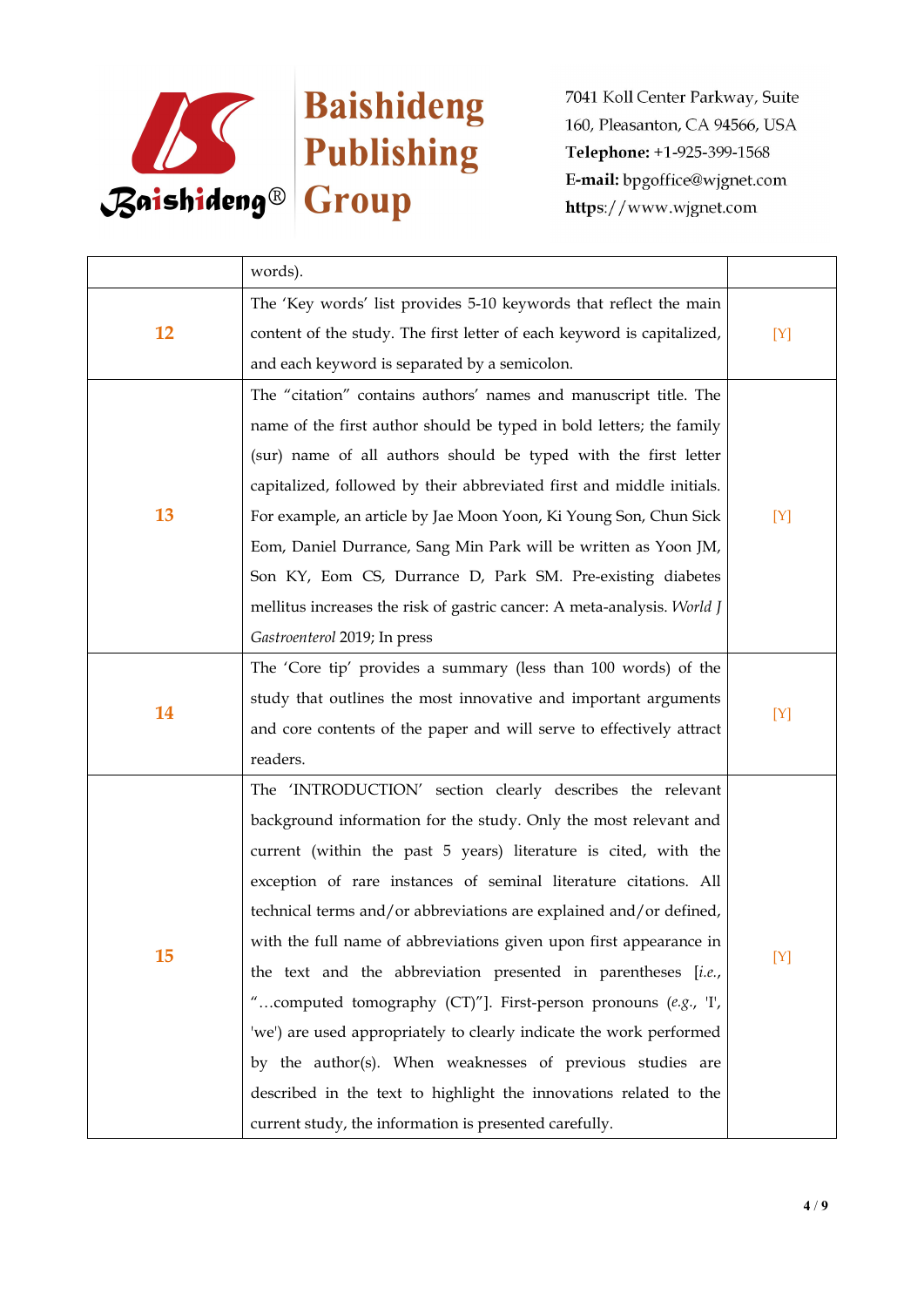|  |  |  |
|---|---|---|
|  | words). |  |
| 12 | The 'Key words' list provides 5-10 keywords that reflect the main content of the study. The first letter of each keyword is capitalized, and each keyword is separated by a semicolon. | [Y] |
| 13 | The "citation" contains authors' names and manuscript title. The name of the first author should be typed in bold letters; the family (sur) name of all authors should be typed with the first letter capitalized, followed by their abbreviated first and middle initials. For example, an article by Jae Moon Yoon, Ki Young Son, Chun Sick Eom, Daniel Durrance, Sang Min Park will be written as Yoon JM, Son KY, Eom CS, Durrance D, Park SM. Pre-existing diabetes mellitus increases the risk of gastric cancer: A meta-analysis. *World J Gastroenterol* 2019; In press | [Y] |
| 14 | The 'Core tip' provides a summary (less than 100 words) of the study that outlines the most innovative and important arguments and core contents of the paper and will serve to effectively attract readers. | [Y] |
| 15 | The 'INTRODUCTION' section clearly describes the relevant background information for the study. Only the most relevant and current (within the past 5 years) literature is cited, with the exception of rare instances of seminal literature citations. All technical terms and/or abbreviations are explained and/or defined, with the full name of abbreviations given upon first appearance in the text and the abbreviation presented in parentheses [*i.e.*, "…computed tomography (CT)"]. First-person pronouns (*e.g.*, 'I', 'we') are used appropriately to clearly indicate the work performed by the author(s). When weaknesses of previous studies are described in the text to highlight the innovations related to the current study, the information is presented carefully. | [Y] |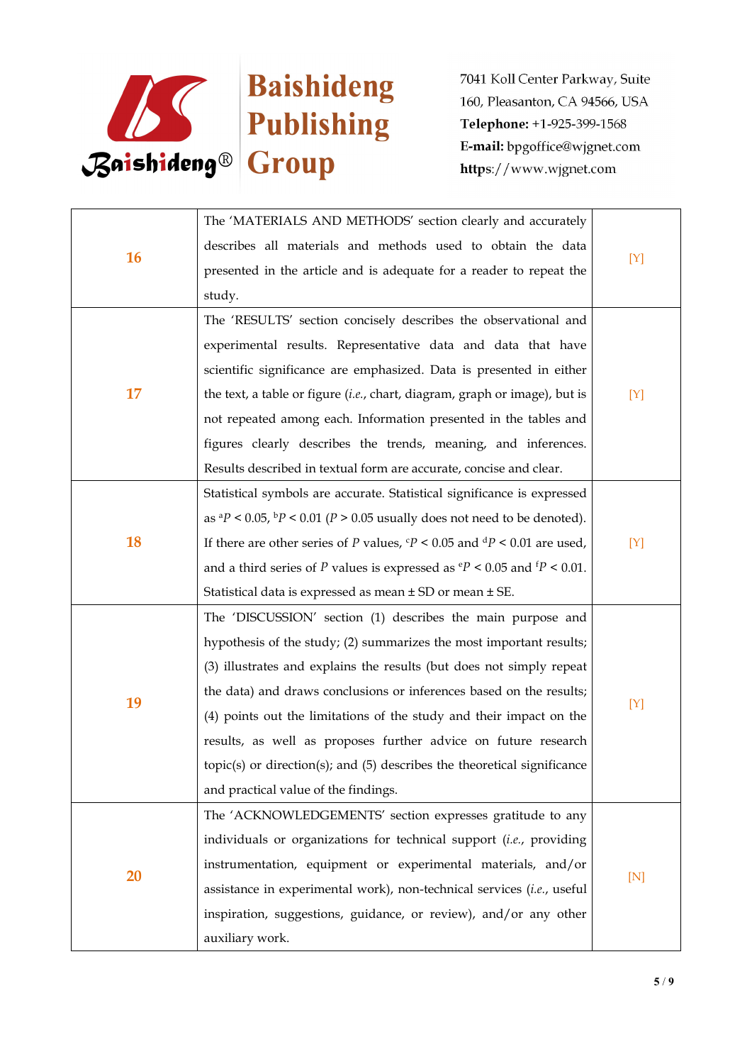| | | |
|---|---|---|
| 16 | The 'MATERIALS AND METHODS' section clearly and accurately describes all materials and methods used to obtain the data presented in the article and is adequate for a reader to repeat the study. | [Y] |
| 17 | The 'RESULTS' section concisely describes the observational and experimental results. Representative data and data that have scientific significance are emphasized. Data is presented in either the text, a table or figure (*i.e.*, chart, diagram, graph or image), but is not repeated among each. Information presented in the tables and figures clearly describes the trends, meaning, and inferences. Results described in textual form are accurate, concise and clear. | [Y] |
| 18 | Statistical symbols are accurate. Statistical significance is expressed as $^{a}P < 0.05$, $^{b}P < 0.01$ ($P > 0.05$ usually does not need to be denoted). If there are other series of $P$ values, $^{c}P < 0.05$ and $^{d}P < 0.01$ are used, and a third series of $P$ values is expressed as $^{e}P < 0.05$ and $^{f}P < 0.01$. Statistical data is expressed as mean ± SD or mean ± SE. | [Y] |
| 19 | The 'DISCUSSION' section (1) describes the main purpose and hypothesis of the study; (2) summarizes the most important results; (3) illustrates and explains the results (but does not simply repeat the data) and draws conclusions or inferences based on the results; (4) points out the limitations of the study and their impact on the results, as well as proposes further advice on future research topic(s) or direction(s); and (5) describes the theoretical significance and practical value of the findings. | [Y] |
| 20 | The 'ACKNOWLEDGEMENTS' section expresses gratitude to any individuals or organizations for technical support (*i.e.*, providing instrumentation, equipment or experimental materials, and/or assistance in experimental work), non-technical services (*i.e.*, useful inspiration, suggestions, guidance, or review), and/or any other auxiliary work. | [N] |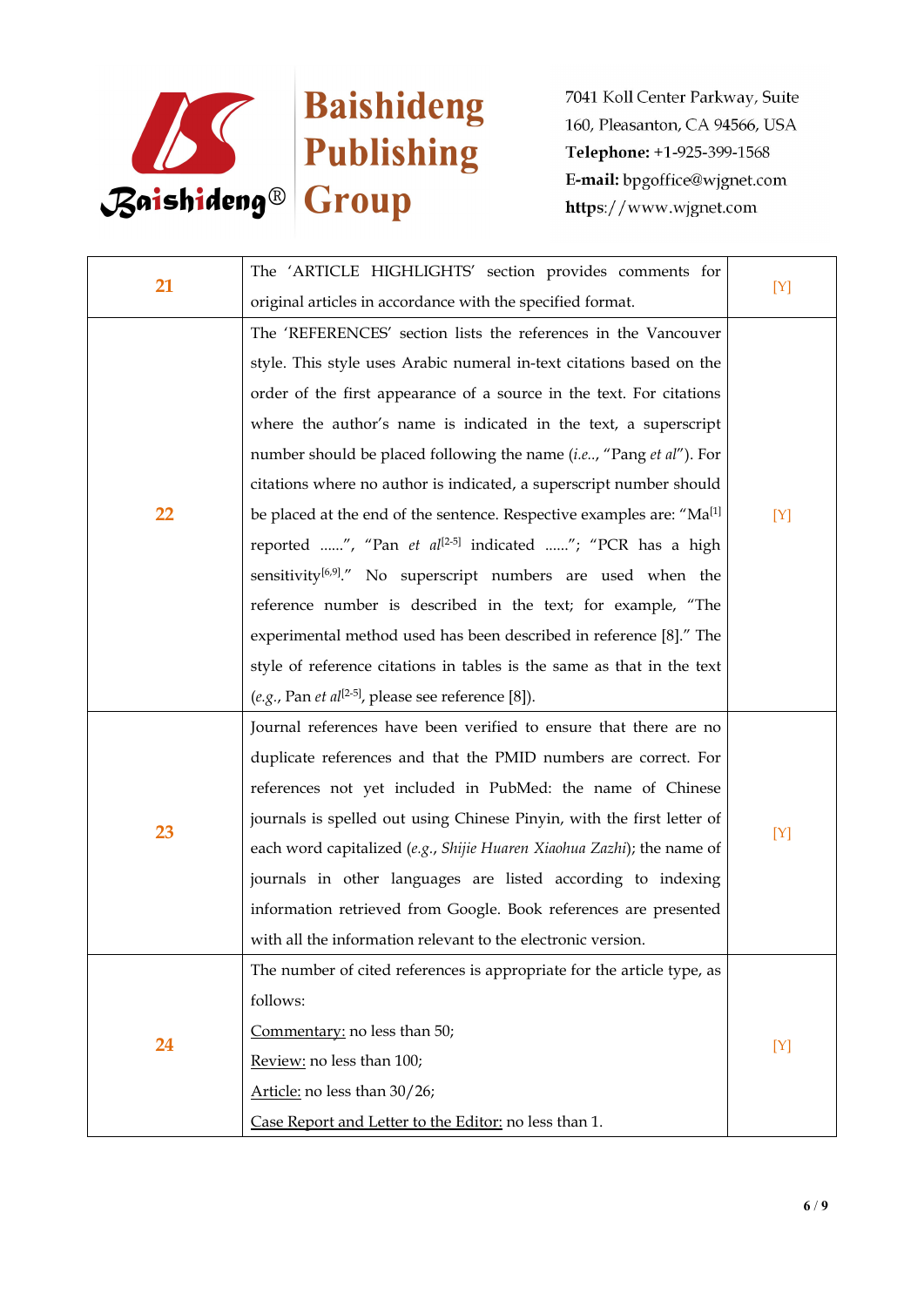| 21 | The 'ARTICLE HIGHLIGHTS' section provides comments for original articles in accordance with the specified format. | [Y] |
|---|---|---|
| 22 | The 'REFERENCES' section lists the references in the Vancouver style. This style uses Arabic numeral in-text citations based on the order of the first appearance of a source in the text. For citations where the author's name is indicated in the text, a superscript number should be placed following the name (*i.e.*., "Pang *et al*"). For citations where no author is indicated, a superscript number should be placed at the end of the sentence. Respective examples are: "Ma[1] reported ......", "Pan *et al*[2-5] indicated ......"; "PCR has a high sensitivity[6,9]." No superscript numbers are used when the reference number is described in the text; for example, "The experimental method used has been described in reference [8]." The style of reference citations in tables is the same as that in the text (*e.g.*, Pan *et al*[2-5], please see reference [8]). | [Y] |
| 23 | Journal references have been verified to ensure that there are no duplicate references and that the PMID numbers are correct. For references not yet included in PubMed: the name of Chinese journals is spelled out using Chinese Pinyin, with the first letter of each word capitalized (*e.g.*, *Shijie Huaren Xiaohua Zazhi*); the name of journals in other languages are listed according to indexing information retrieved from Google. Book references are presented with all the information relevant to the electronic version. | [Y] |
| 24 | The number of cited references is appropriate for the article type, as follows:<br>Commentary: no less than 50;<br>Review: no less than 100;<br>Article: no less than 30/26;<br>Case Report and Letter to the Editor: no less than 1. | [Y] |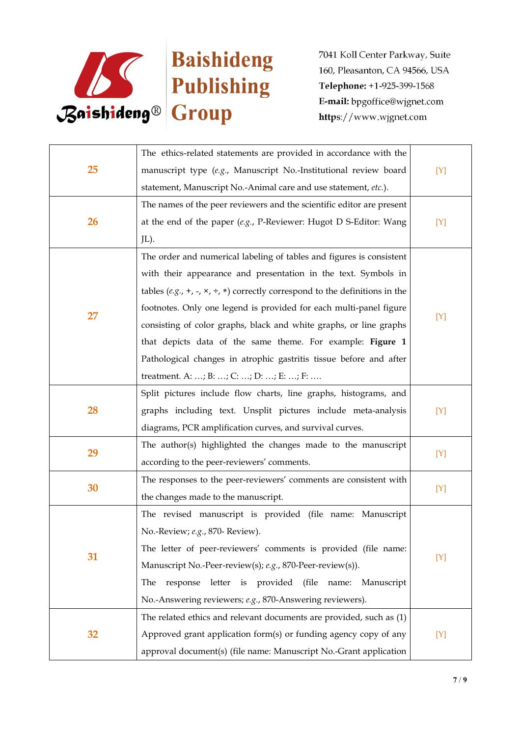| | | |
|---|---|---|
| 25 | The ethics-related statements are provided in accordance with the manuscript type (*e.g.*, Manuscript No.-Institutional review board statement, Manuscript No.-Animal care and use statement, *etc.*). | [Y] |
| 26 | The names of the peer reviewers and the scientific editor are present at the end of the paper (*e.g.*, P-Reviewer: Hugot D S-Editor: Wang JL). | [Y] |
| 27 | The order and numerical labeling of tables and figures is consistent with their appearance and presentation in the text. Symbols in tables (*e.g.*, +, -, ×, ÷, *) correctly correspond to the definitions in the footnotes. Only one legend is provided for each multi-panel figure consisting of color graphs, black and white graphs, or line graphs that depicts data of the same theme. For example: **Figure 1** Pathological changes in atrophic gastritis tissue before and after treatment. A: …; B: …; C: …; D: …; E: …; F: …. | [Y] |
| 28 | Split pictures include flow charts, line graphs, histograms, and graphs including text. Unsplit pictures include meta-analysis diagrams, PCR amplification curves, and survival curves. | [Y] |
| 29 | The author(s) highlighted the changes made to the manuscript according to the peer-reviewers' comments. | [Y] |
| 30 | The responses to the peer-reviewers' comments are consistent with the changes made to the manuscript. | [Y] |
| 31 | The revised manuscript is provided (file name: Manuscript No.-Review; *e.g.*, 870- Review).<br>The letter of peer-reviewers' comments is provided (file name: Manuscript No.-Peer-review(s); *e.g.*, 870-Peer-review(s)).<br>The response letter is provided (file name: Manuscript No.-Answering reviewers; *e.g.*, 870-Answering reviewers). | [Y] |
| 32 | The related ethics and relevant documents are provided, such as (1) Approved grant application form(s) or funding agency copy of any approval document(s) (file name: Manuscript No.-Grant application | [Y] |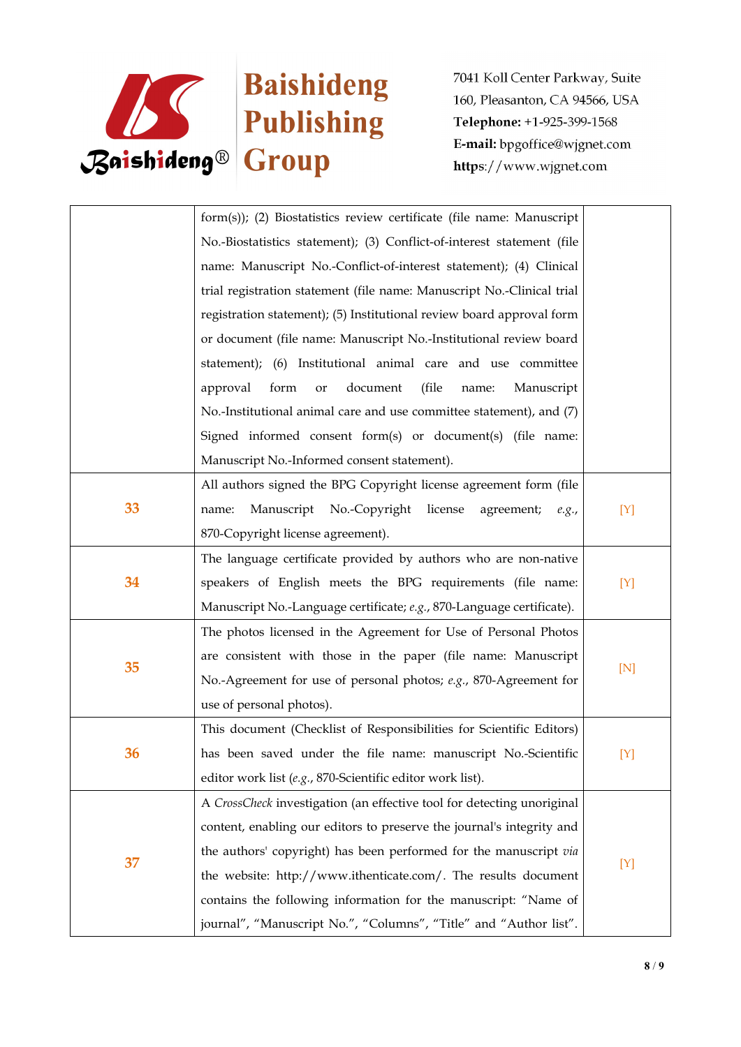| | | |
|---|---|---|
| | form(s)); (2) Biostatistics review certificate (file name: Manuscript No.-Biostatistics statement); (3) Conflict-of-interest statement (file name: Manuscript No.-Conflict-of-interest statement); (4) Clinical trial registration statement (file name: Manuscript No.-Clinical trial registration statement); (5) Institutional review board approval form or document (file name: Manuscript No.-Institutional review board statement); (6) Institutional animal care and use committee approval form or document (file name: Manuscript No.-Institutional animal care and use committee statement), and (7) Signed informed consent form(s) or document(s) (file name: Manuscript No.-Informed consent statement). | |
| **33** | All authors signed the BPG Copyright license agreement form (file name: Manuscript No.-Copyright license agreement; *e.g.*, 870-Copyright license agreement). | [Y] |
| **34** | The language certificate provided by authors who are non-native speakers of English meets the BPG requirements (file name: Manuscript No.-Language certificate; *e.g.*, 870-Language certificate). | [Y] |
| **35** | The photos licensed in the Agreement for Use of Personal Photos are consistent with those in the paper (file name: Manuscript No.-Agreement for use of personal photos; *e.g.*, 870-Agreement for use of personal photos). | [N] |
| **36** | This document (Checklist of Responsibilities for Scientific Editors) has been saved under the file name: manuscript No.-Scientific editor work list (*e.g.*, 870-Scientific editor work list). | [Y] |
| **37** | A *CrossCheck* investigation (an effective tool for detecting unoriginal content, enabling our editors to preserve the journal's integrity and the authors' copyright) has been performed for the manuscript *via* the website: http://www.ithenticate.com/. The results document contains the following information for the manuscript: "Name of journal", "Manuscript No.", "Columns", "Title" and "Author list". | [Y] |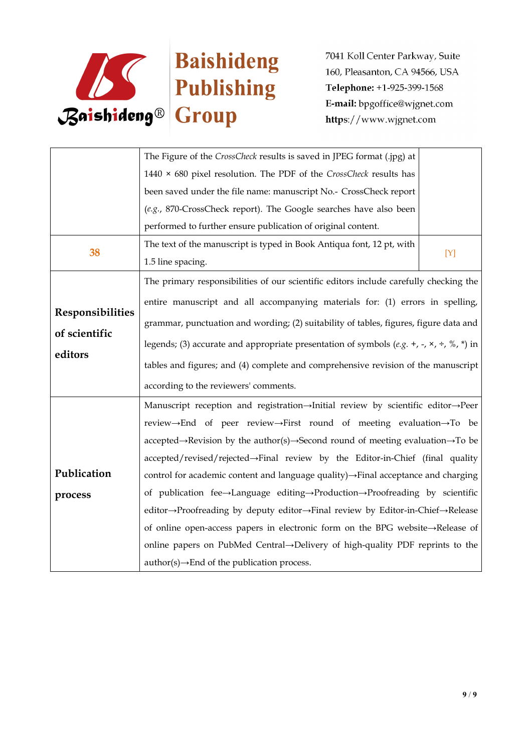| | | |
|---|---|---|
| | The Figure of the *CrossCheck* results is saved in JPEG format (.jpg) at 1440 × 680 pixel resolution. The PDF of the *CrossCheck* results has been saved under the file name: manuscript No.- CrossCheck report (*e.g.*, 870-CrossCheck report). The Google searches have also been performed to further ensure publication of original content. | |
| 38 | The text of the manuscript is typed in Book Antiqua font, 12 pt, with 1.5 line spacing. | [Y] |
| **Responsibilities of scientific editors** | The primary responsibilities of our scientific editors include carefully checking the entire manuscript and all accompanying materials for: (1) errors in spelling, grammar, punctuation and wording; (2) suitability of tables, figures, figure data and legends; (3) accurate and appropriate presentation of symbols (*e.g.* +, -, ×, ÷, %, *) in tables and figures; and (4) complete and comprehensive revision of the manuscript according to the reviewers' comments. | |
| **Publication process** | Manuscript reception and registration→Initial review by scientific editor→Peer review→End of peer review→First round of meeting evaluation→To be accepted→Revision by the author(s)→Second round of meeting evaluation→To be accepted/revised/rejected→Final review by the Editor-in-Chief (final quality control for academic content and language quality)→Final acceptance and charging of publication fee→Language editing→Production→Proofreading by scientific editor→Proofreading by deputy editor→Final review by Editor-in-Chief→Release of online open-access papers in electronic form on the BPG website→Release of online papers on PubMed Central→Delivery of high-quality PDF reprints to the author(s)→End of the publication process. | |